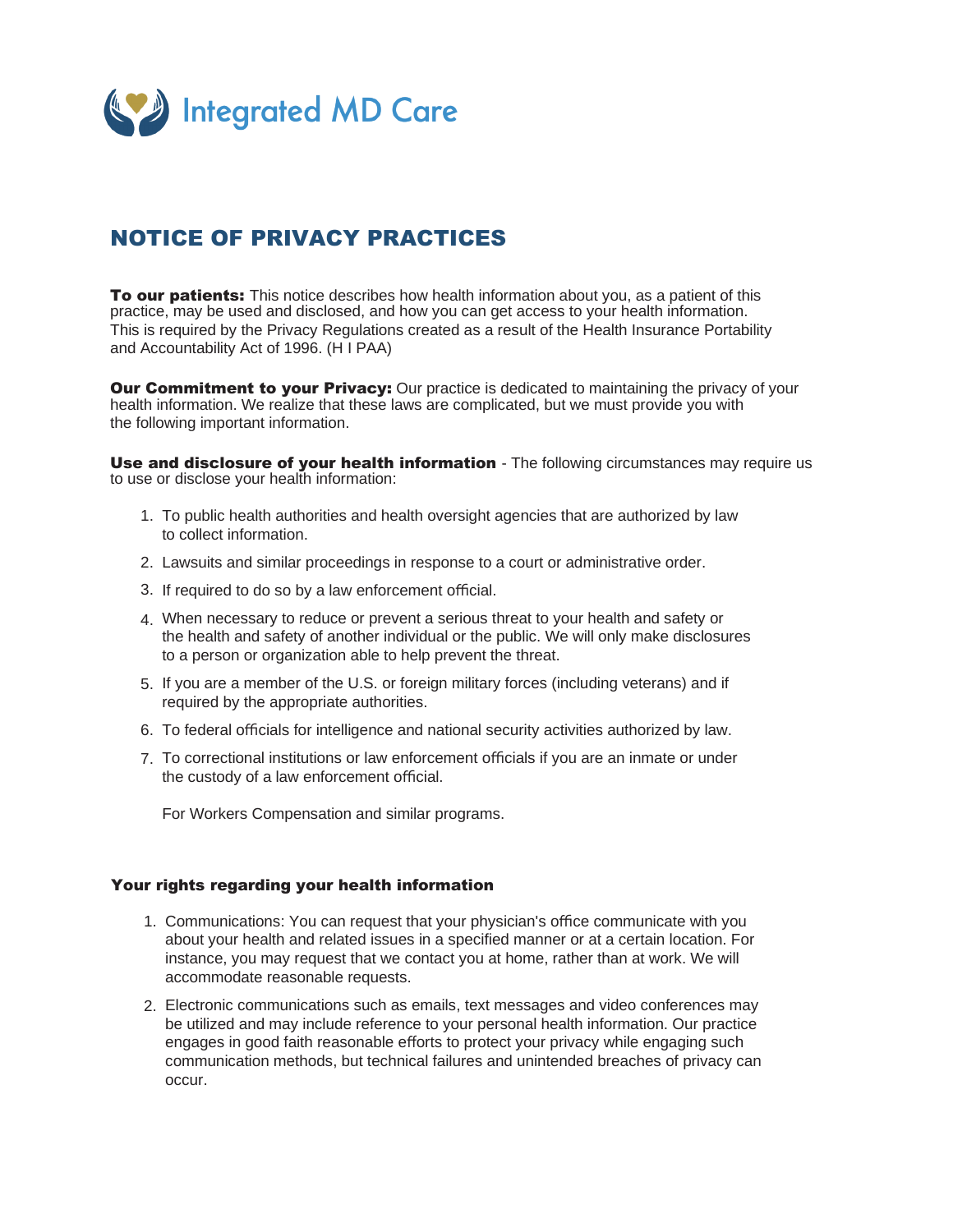Integrated MD Care

# NOTICE OF PRIVACY PRACTICES

**To our patients:** This notice describes how health information about you, as a patient of this practice, may be used and disclosed, and how you can get access to your health information. This is required by the Privacy Regulations created as a result of the Health Insurance Portability and Accountability Act of 1996. (H I PAA)

**Our Commitment to your Privacy:** Our practice is dedicated to maintaining the privacy of your health information. We realize that these laws are complicated, but we must provide you with the following important information.

**Use and disclosure of your health information** - The following circumstances may require us to use or disclose your health information:

1. To public health authorities and health oversight agencies that are authorized by law to collect information.
2. Lawsuits and similar proceedings in response to a court or administrative order.
3. If required to do so by a law enforcement official.
4. When necessary to reduce or prevent a serious threat to your health and safety or the health and safety of another individual or the public. We will only make disclosures to a person or organization able to help prevent the threat.
5. If you are a member of the U.S. or foreign military forces (including veterans) and if required by the appropriate authorities.
6. To federal officials for intelligence and national security activities authorized by law.
7. To correctional institutions or law enforcement officials if you are an inmate or under the custody of a law enforcement official.

   For Workers Compensation and similar programs.

**Your rights regarding your health information**

1. Communications: You can request that your physician's office communicate with you about your health and related issues in a specified manner or at a certain location. For instance, you may request that we contact you at home, rather than at work. We will accommodate reasonable requests.
2. Electronic communications such as emails, text messages and video conferences may be utilized and may include reference to your personal health information. Our practice engages in good faith reasonable efforts to protect your privacy while engaging such communication methods, but technical failures and unintended breaches of privacy can occur.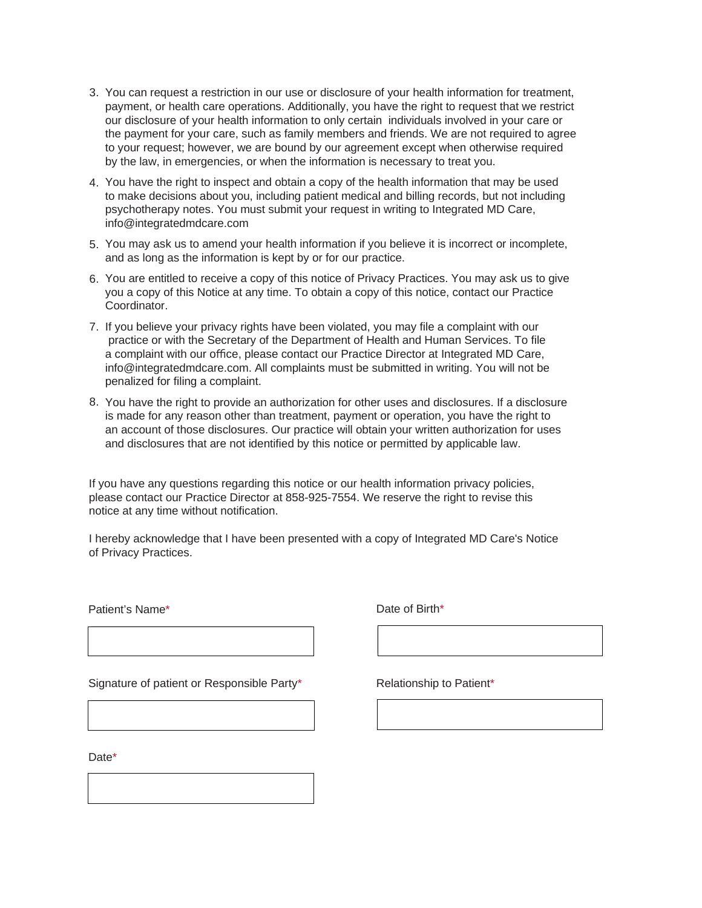3. You can request a restriction in our use or disclosure of your health information for treatment, payment, or health care operations. Additionally, you have the right to request that we restrict our disclosure of your health information to only certain individuals involved in your care or the payment for your care, such as family members and friends. We are not required to agree to your request; however, we are bound by our agreement except when otherwise required by the law, in emergencies, or when the information is necessary to treat you.
4. You have the right to inspect and obtain a copy of the health information that may be used to make decisions about you, including patient medical and billing records, but not including psychotherapy notes. You must submit your request in writing to Integrated MD Care, info@integratedmdcare.com
5. You may ask us to amend your health information if you believe it is incorrect or incomplete, and as long as the information is kept by or for our practice.
6. You are entitled to receive a copy of this notice of Privacy Practices. You may ask us to give you a copy of this Notice at any time. To obtain a copy of this notice, contact our Practice Coordinator.
7. If you believe your privacy rights have been violated, you may file a complaint with our practice or with the Secretary of the Department of Health and Human Services. To file a complaint with our office, please contact our Practice Director at Integrated MD Care, info@integratedmdcare.com. All complaints must be submitted in writing. You will not be penalized for filing a complaint.
8. You have the right to provide an authorization for other uses and disclosures. If a disclosure is made for any reason other than treatment, payment or operation, you have the right to an account of those disclosures. Our practice will obtain your written authorization for uses and disclosures that are not identified by this notice or permitted by applicable law.

If you have any questions regarding this notice or our health information privacy policies, please contact our Practice Director at 858-925-7554. We reserve the right to revise this notice at any time without notification.

I hereby acknowledge that I have been presented with a copy of Integrated MD Care's Notice of Privacy Practices.

Patient's Name*

Date of Birth*

Signature of patient or Responsible Party*

Relationship to Patient*

Date*